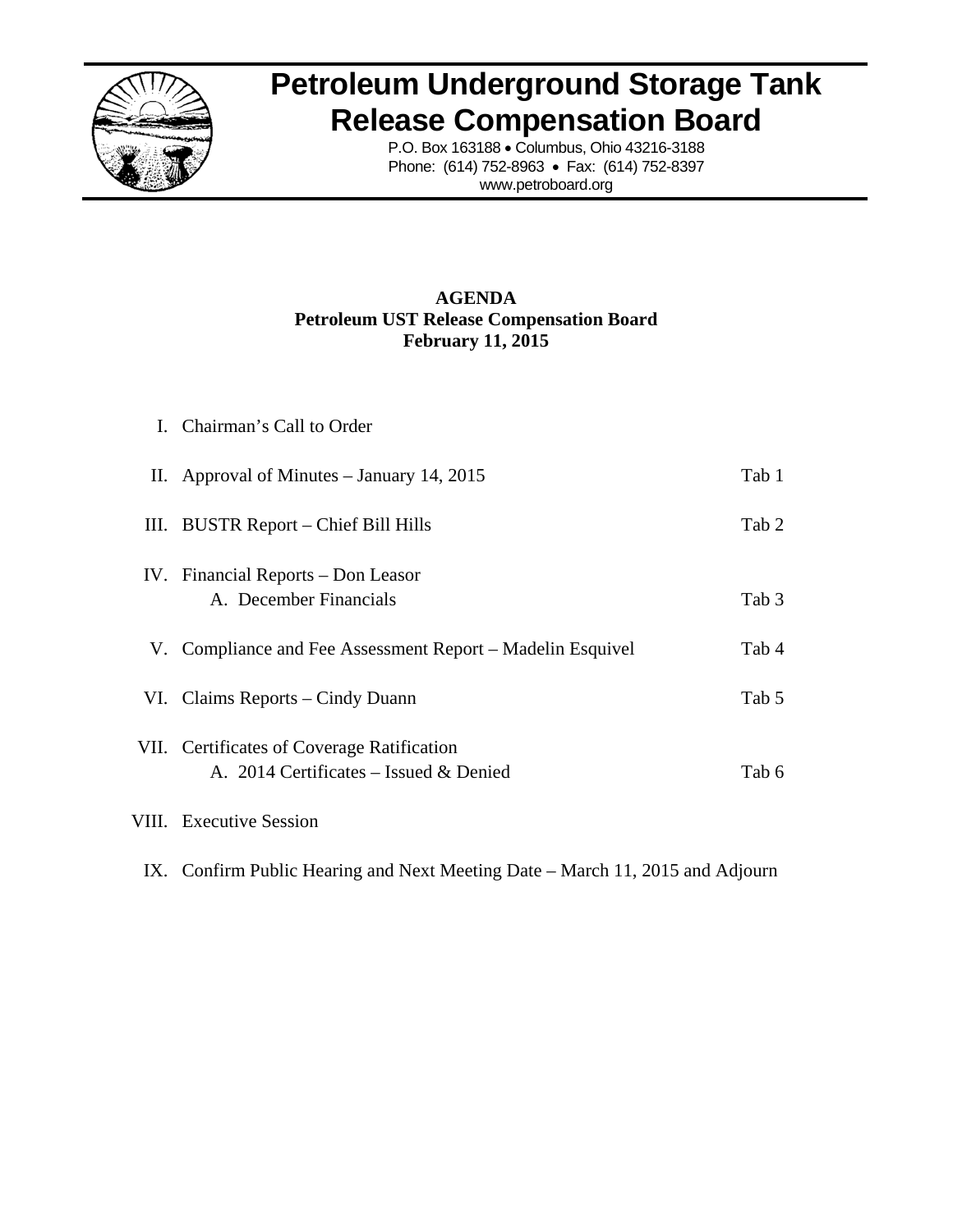# Petroleum Underground Storage Tank Release Compensation Board

P.O. Box 163188 • Columbus, Ohio 43216-3188
Phone: (614) 752-8963 • Fax: (614) 752-8397
www.petroboard.org

**AGENDA**
**Petroleum UST Release Compensation Board**
**February 11, 2015**

| | | |
|---|---|---|
| I. | Chairman's Call to Order | |
| II. | Approval of Minutes – January 14, 2015 | Tab 1 |
| III. | BUSTR Report – Chief Bill Hills | Tab 2 |
| IV. | Financial Reports – Don Leasor | |
| | A. December Financials | Tab 3 |
| V. | Compliance and Fee Assessment Report – Madelin Esquivel | Tab 4 |
| VI. | Claims Reports – Cindy Duann | Tab 5 |
| VII. | Certificates of Coverage Ratification | |
| | A. 2014 Certificates – Issued & Denied | Tab 6 |
| VIII. | Executive Session | |
| IX. | Confirm Public Hearing and Next Meeting Date – March 11, 2015 and Adjourn | |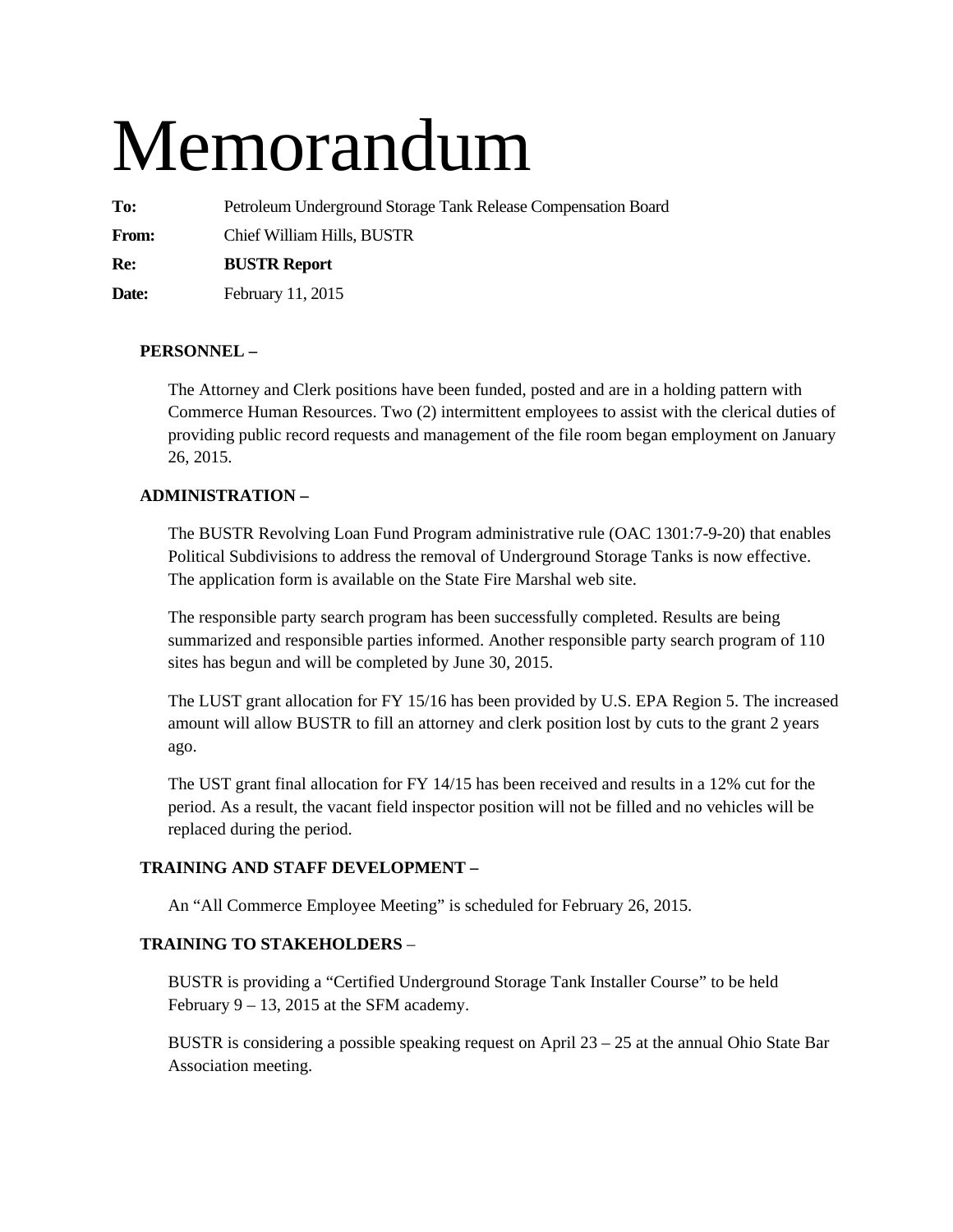# Memorandum

**To:** Petroleum Underground Storage Tank Release Compensation Board

**From:** Chief William Hills, BUSTR

**Re:** **BUSTR Report**

**Date:** February 11, 2015

**PERSONNEL –**

The Attorney and Clerk positions have been funded, posted and are in a holding pattern with Commerce Human Resources. Two (2) intermittent employees to assist with the clerical duties of providing public record requests and management of the file room began employment on January 26, 2015.

**ADMINISTRATION –**

The BUSTR Revolving Loan Fund Program administrative rule (OAC 1301:7-9-20) that enables Political Subdivisions to address the removal of Underground Storage Tanks is now effective. The application form is available on the State Fire Marshal web site.

The responsible party search program has been successfully completed. Results are being summarized and responsible parties informed. Another responsible party search program of 110 sites has begun and will be completed by June 30, 2015.

The LUST grant allocation for FY 15/16 has been provided by U.S. EPA Region 5. The increased amount will allow BUSTR to fill an attorney and clerk position lost by cuts to the grant 2 years ago.

The UST grant final allocation for FY 14/15 has been received and results in a 12% cut for the period. As a result, the vacant field inspector position will not be filled and no vehicles will be replaced during the period.

**TRAINING AND STAFF DEVELOPMENT –**

An “All Commerce Employee Meeting” is scheduled for February 26, 2015.

**TRAINING TO STAKEHOLDERS –**

BUSTR is providing a “Certified Underground Storage Tank Installer Course” to be held February 9 – 13, 2015 at the SFM academy.

BUSTR is considering a possible speaking request on April 23 – 25 at the annual Ohio State Bar Association meeting.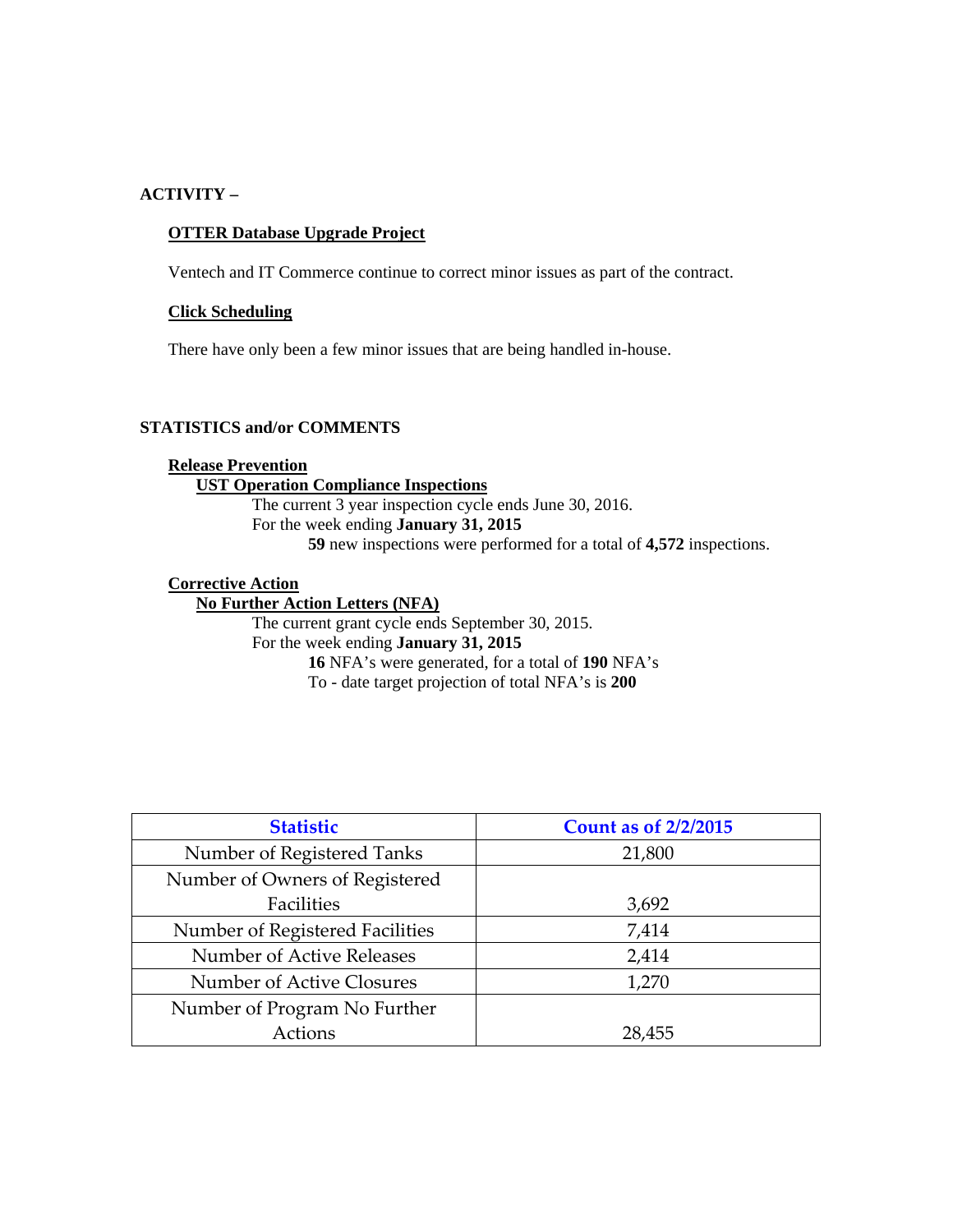**ACTIVITY –**

**OTTER Database Upgrade Project**

Ventech and IT Commerce continue to correct minor issues as part of the contract.

**Click Scheduling**

There have only been a few minor issues that are being handled in-house.

**STATISTICS and/or COMMENTS**

**Release Prevention**

**UST Operation Compliance Inspections**

The current 3 year inspection cycle ends June 30, 2016.
For the week ending **January 31, 2015**

**59** new inspections were performed for a total of **4,572** inspections.

**Corrective Action**

**No Further Action Letters (NFA)**

The current grant cycle ends September 30, 2015.
For the week ending **January 31, 2015**

**16** NFA's were generated, for a total of **190** NFA's
To - date target projection of total NFA's is **200**

| Statistic | Count as of 2/2/2015 |
| --- | --- |
| Number of Registered Tanks | 21,800 |
| Number of Owners of Registered Facilities | 3,692 |
| Number of Registered Facilities | 7,414 |
| Number of Active Releases | 2,414 |
| Number of Active Closures | 1,270 |
| Number of Program No Further Actions | 28,455 |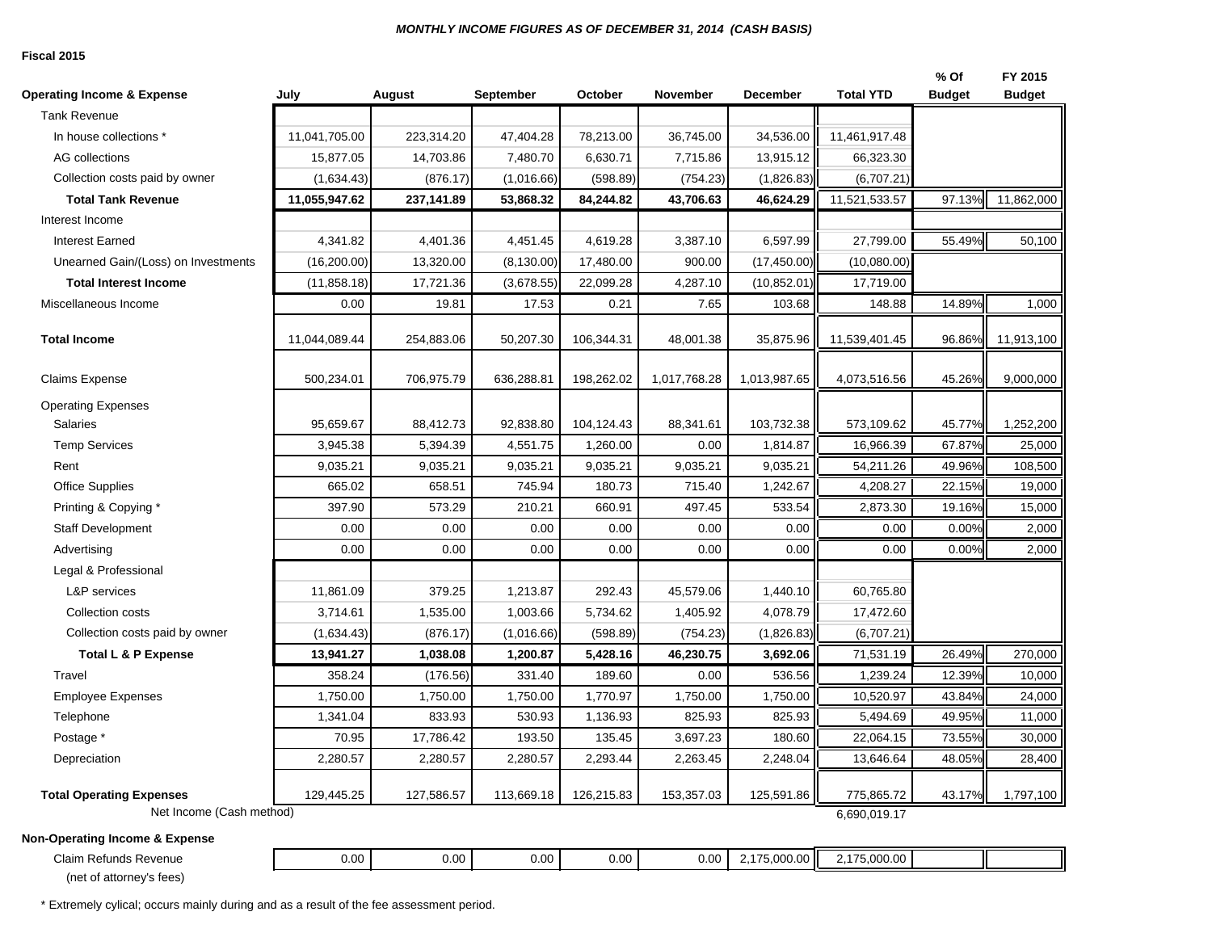***MONTHLY INCOME FIGURES AS OF DECEMBER 31, 2014 (CASH BASIS)***

**Fiscal 2015**

| **Operating Income & Expense** | **July** | **August** | **September** | **October** | **November** | **December** | **Total YTD** | **% Of Budget** | **FY 2015 Budget** |
|---|---|---|---|---|---|---|---|---|---|
| Tank Revenue | | | | | | | | | |
| In house collections * | 11,041,705.00 | 223,314.20 | 47,404.28 | 78,213.00 | 36,745.00 | 34,536.00 | 11,461,917.48 | | |
| AG collections | 15,877.05 | 14,703.86 | 7,480.70 | 6,630.71 | 7,715.86 | 13,915.12 | 66,323.30 | | |
| Collection costs paid by owner | (1,634.43) | (876.17) | (1,016.66) | (598.89) | (754.23) | (1,826.83) | (6,707.21) | | |
| **Total Tank Revenue** | **11,055,947.62** | **237,141.89** | **53,868.32** | **84,244.82** | **43,706.63** | **46,624.29** | 11,521,533.57 | 97.13% | 11,862,000 |
| Interest Income | | | | | | | | | |
| Interest Earned | 4,341.82 | 4,401.36 | 4,451.45 | 4,619.28 | 3,387.10 | 6,597.99 | 27,799.00 | 55.49% | 50,100 |
| Unearned Gain/(Loss) on Investments | (16,200.00) | 13,320.00 | (8,130.00) | 17,480.00 | 900.00 | (17,450.00) | (10,080.00) | | |
| **Total Interest Income** | (11,858.18) | 17,721.36 | (3,678.55) | 22,099.28 | 4,287.10 | (10,852.01) | 17,719.00 | | |
| Miscellaneous Income | 0.00 | 19.81 | 17.53 | 0.21 | 7.65 | 103.68 | 148.88 | 14.89% | 1,000 |
| **Total Income** | 11,044,089.44 | 254,883.06 | 50,207.30 | 106,344.31 | 48,001.38 | 35,875.96 | 11,539,401.45 | 96.86% | 11,913,100 |
| Claims Expense | 500,234.01 | 706,975.79 | 636,288.81 | 198,262.02 | 1,017,768.28 | 1,013,987.65 | 4,073,516.56 | 45.26% | 9,000,000 |
| Operating Expenses | | | | | | | | | |
| Salaries | 95,659.67 | 88,412.73 | 92,838.80 | 104,124.43 | 88,341.61 | 103,732.38 | 573,109.62 | 45.77% | 1,252,200 |
| Temp Services | 3,945.38 | 5,394.39 | 4,551.75 | 1,260.00 | 0.00 | 1,814.87 | 16,966.39 | 67.87% | 25,000 |
| Rent | 9,035.21 | 9,035.21 | 9,035.21 | 9,035.21 | 9,035.21 | 9,035.21 | 54,211.26 | 49.96% | 108,500 |
| Office Supplies | 665.02 | 658.51 | 745.94 | 180.73 | 715.40 | 1,242.67 | 4,208.27 | 22.15% | 19,000 |
| Printing & Copying * | 397.90 | 573.29 | 210.21 | 660.91 | 497.45 | 533.54 | 2,873.30 | 19.16% | 15,000 |
| Staff Development | 0.00 | 0.00 | 0.00 | 0.00 | 0.00 | 0.00 | 0.00 | 0.00% | 2,000 |
| Advertising | 0.00 | 0.00 | 0.00 | 0.00 | 0.00 | 0.00 | 0.00 | 0.00% | 2,000 |
| Legal & Professional | | | | | | | | | |
| L&P services | 11,861.09 | 379.25 | 1,213.87 | 292.43 | 45,579.06 | 1,440.10 | 60,765.80 | | |
| Collection costs | 3,714.61 | 1,535.00 | 1,003.66 | 5,734.62 | 1,405.92 | 4,078.79 | 17,472.60 | | |
| Collection costs paid by owner | (1,634.43) | (876.17) | (1,016.66) | (598.89) | (754.23) | (1,826.83) | (6,707.21) | | |
| **Total L & P Expense** | **13,941.27** | **1,038.08** | **1,200.87** | **5,428.16** | **46,230.75** | **3,692.06** | 71,531.19 | 26.49% | 270,000 |
| Travel | 358.24 | (176.56) | 331.40 | 189.60 | 0.00 | 536.56 | 1,239.24 | 12.39% | 10,000 |
| Employee Expenses | 1,750.00 | 1,750.00 | 1,750.00 | 1,770.97 | 1,750.00 | 1,750.00 | 10,520.97 | 43.84% | 24,000 |
| Telephone | 1,341.04 | 833.93 | 530.93 | 1,136.93 | 825.93 | 825.93 | 5,494.69 | 49.95% | 11,000 |
| Postage * | 70.95 | 17,786.42 | 193.50 | 135.45 | 3,697.23 | 180.60 | 22,064.15 | 73.55% | 30,000 |
| Depreciation | 2,280.57 | 2,280.57 | 2,280.57 | 2,293.44 | 2,263.45 | 2,248.04 | 13,646.64 | 48.05% | 28,400 |
| **Total Operating Expenses** | 129,445.25 | 127,586.57 | 113,669.18 | 126,215.83 | 153,357.03 | 125,591.86 | 775,865.72 | 43.17% | 1,797,100 |
| Net Income (Cash method) | | | | | | | 6,690,019.17 | | |
| **Non-Operating Income & Expense** | | | | | | | | | |
| Claim Refunds Revenue (net of attorney's fees) | 0.00 | 0.00 | 0.00 | 0.00 | 0.00 | 2,175,000.00 | 2,175,000.00 | | |

\* Extremely cylical; occurs mainly during and as a result of the fee assessment period.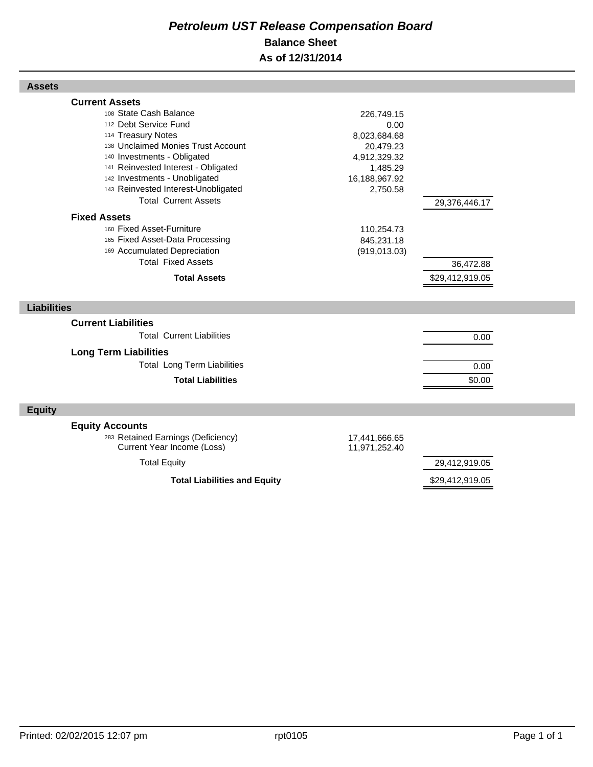# *Petroleum UST Release Compensation Board*

## Balance Sheet

## As of 12/31/2014

### Assets

| | | |
|---|---|---|
| **Current Assets** | | |
| 108 State Cash Balance | 226,749.15 | |
| 112 Debt Service Fund | 0.00 | |
| 114 Treasury Notes | 8,023,684.68 | |
| 138 Unclaimed Monies Trust Account | 20,479.23 | |
| 140 Investments - Obligated | 4,912,329.32 | |
| 141 Reinvested Interest - Obligated | 1,485.29 | |
| 142 Investments - Unobligated | 16,188,967.92 | |
| 143 Reinvested Interest-Unobligated | 2,750.58 | |
| Total Current Assets | | 29,376,446.17 |
| **Fixed Assets** | | |
| 160 Fixed Asset-Furniture | 110,254.73 | |
| 165 Fixed Asset-Data Processing | 845,231.18 | |
| 169 Accumulated Depreciation | (919,013.03) | |
| Total Fixed Assets | | 36,472.88 |
| **Total Assets** | | $29,412,919.05 |

### Liabilities

| | | |
|---|---|---|
| **Current Liabilities** | | |
| Total Current Liabilities | | 0.00 |
| **Long Term Liabilities** | | |
| Total Long Term Liabilities | | 0.00 |
| **Total Liabilities** | | $0.00 |

### Equity

| | | |
|---|---|---|
| **Equity Accounts** | | |
| 283 Retained Earnings (Deficiency) | 17,441,666.65 | |
| Current Year Income (Loss) | 11,971,252.40 | |
| Total Equity | | 29,412,919.05 |
| **Total Liabilities and Equity** | | $29,412,919.05 |

Printed: 02/02/2015 12:07 pm rpt0105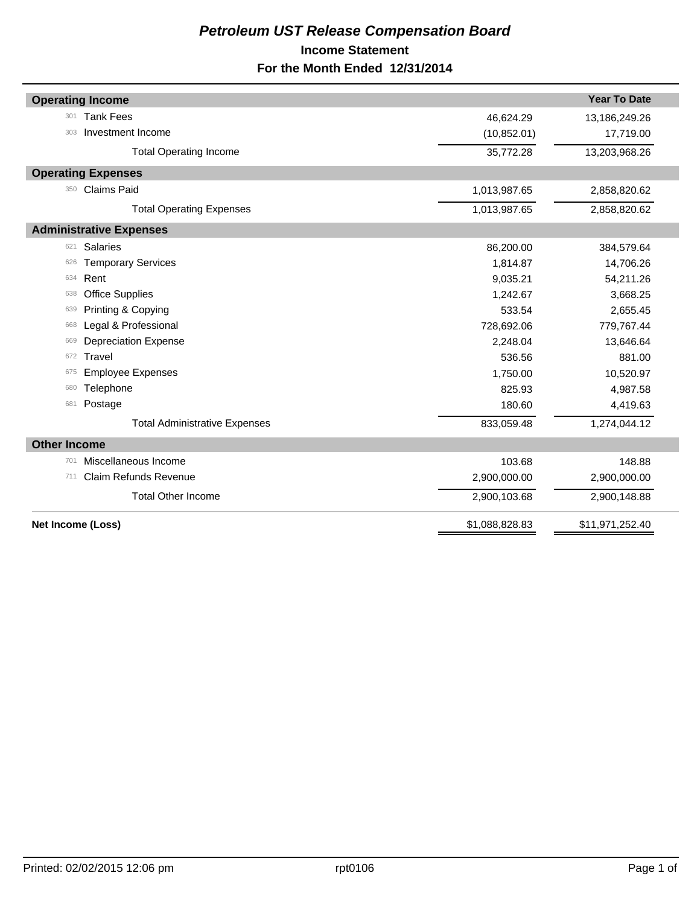# *Petroleum UST Release Compensation Board*

## Income Statement

## For the Month Ended 12/31/2014

| Operating Income | | | Year To Date |
|---|---|---|---|
| 301 | Tank Fees | 46,624.29 | 13,186,249.26 |
| 303 | Investment Income | (10,852.01) | 17,719.00 |
| | Total Operating Income | 35,772.28 | 13,203,968.26 |
| **Operating Expenses** | | | |
| 350 | Claims Paid | 1,013,987.65 | 2,858,820.62 |
| | Total Operating Expenses | 1,013,987.65 | 2,858,820.62 |
| **Administrative Expenses** | | | |
| 621 | Salaries | 86,200.00 | 384,579.64 |
| 626 | Temporary Services | 1,814.87 | 14,706.26 |
| 634 | Rent | 9,035.21 | 54,211.26 |
| 638 | Office Supplies | 1,242.67 | 3,668.25 |
| 639 | Printing & Copying | 533.54 | 2,655.45 |
| 668 | Legal & Professional | 728,692.06 | 779,767.44 |
| 669 | Depreciation Expense | 2,248.04 | 13,646.64 |
| 672 | Travel | 536.56 | 881.00 |
| 675 | Employee Expenses | 1,750.00 | 10,520.97 |
| 680 | Telephone | 825.93 | 4,987.58 |
| 681 | Postage | 180.60 | 4,419.63 |
| | Total Administrative Expenses | 833,059.48 | 1,274,044.12 |
| **Other Income** | | | |
| 701 | Miscellaneous Income | 103.68 | 148.88 |
| 711 | Claim Refunds Revenue | 2,900,000.00 | 2,900,000.00 |
| | Total Other Income | 2,900,103.68 | 2,900,148.88 |
| **Net Income (Loss)** | | $1,088,828.83 | $11,971,252.40 |

Printed: 02/02/2015 12:06 pm rpt0106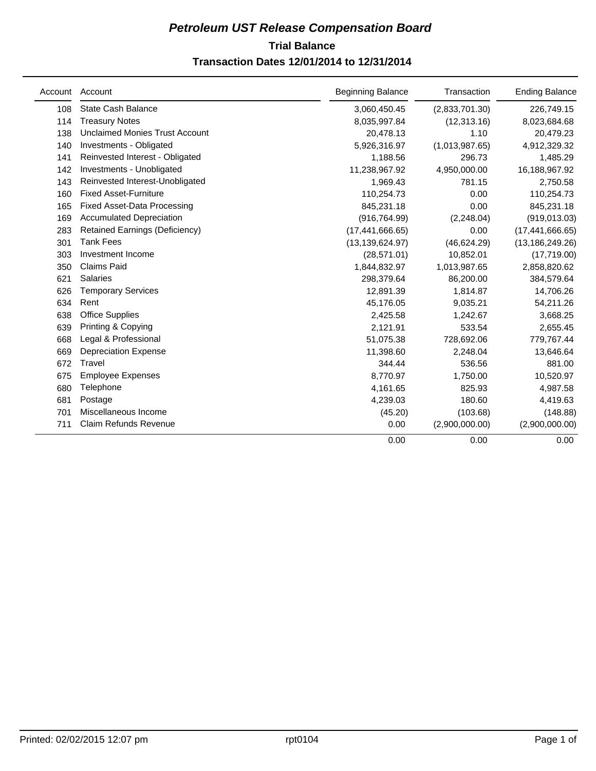# *Petroleum UST Release Compensation Board*

## Trial Balance

### Transaction Dates 12/01/2014 to 12/31/2014

| Account | Account | Beginning Balance | Transaction | Ending Balance |
|---|---|---|---|---|
| 108 | State Cash Balance | 3,060,450.45 | (2,833,701.30) | 226,749.15 |
| 114 | Treasury Notes | 8,035,997.84 | (12,313.16) | 8,023,684.68 |
| 138 | Unclaimed Monies Trust Account | 20,478.13 | 1.10 | 20,479.23 |
| 140 | Investments - Obligated | 5,926,316.97 | (1,013,987.65) | 4,912,329.32 |
| 141 | Reinvested Interest - Obligated | 1,188.56 | 296.73 | 1,485.29 |
| 142 | Investments - Unobligated | 11,238,967.92 | 4,950,000.00 | 16,188,967.92 |
| 143 | Reinvested Interest-Unobligated | 1,969.43 | 781.15 | 2,750.58 |
| 160 | Fixed Asset-Furniture | 110,254.73 | 0.00 | 110,254.73 |
| 165 | Fixed Asset-Data Processing | 845,231.18 | 0.00 | 845,231.18 |
| 169 | Accumulated Depreciation | (916,764.99) | (2,248.04) | (919,013.03) |
| 283 | Retained Earnings (Deficiency) | (17,441,666.65) | 0.00 | (17,441,666.65) |
| 301 | Tank Fees | (13,139,624.97) | (46,624.29) | (13,186,249.26) |
| 303 | Investment Income | (28,571.01) | 10,852.01 | (17,719.00) |
| 350 | Claims Paid | 1,844,832.97 | 1,013,987.65 | 2,858,820.62 |
| 621 | Salaries | 298,379.64 | 86,200.00 | 384,579.64 |
| 626 | Temporary Services | 12,891.39 | 1,814.87 | 14,706.26 |
| 634 | Rent | 45,176.05 | 9,035.21 | 54,211.26 |
| 638 | Office Supplies | 2,425.58 | 1,242.67 | 3,668.25 |
| 639 | Printing & Copying | 2,121.91 | 533.54 | 2,655.45 |
| 668 | Legal & Professional | 51,075.38 | 728,692.06 | 779,767.44 |
| 669 | Depreciation Expense | 11,398.60 | 2,248.04 | 13,646.64 |
| 672 | Travel | 344.44 | 536.56 | 881.00 |
| 675 | Employee Expenses | 8,770.97 | 1,750.00 | 10,520.97 |
| 680 | Telephone | 4,161.65 | 825.93 | 4,987.58 |
| 681 | Postage | 4,239.03 | 180.60 | 4,419.63 |
| 701 | Miscellaneous Income | (45.20) | (103.68) | (148.88) |
| 711 | Claim Refunds Revenue | 0.00 | (2,900,000.00) | (2,900,000.00) |
| | | 0.00 | 0.00 | 0.00 |

Printed: 02/02/2015 12:07 pm rpt0104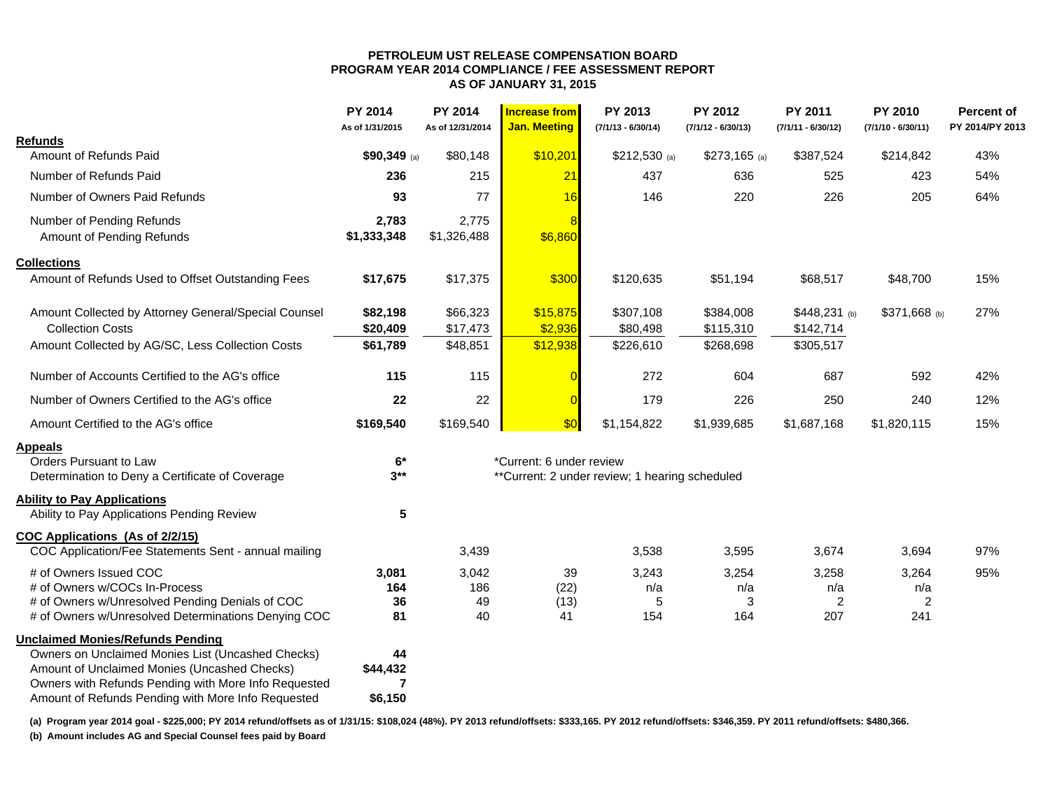# PETROLEUM UST RELEASE COMPENSATION BOARD
## PROGRAM YEAR 2014 COMPLIANCE / FEE ASSESSMENT REPORT
### AS OF JANUARY 31, 2015

| | PY 2014 As of 1/31/2015 | PY 2014 As of 12/31/2014 | Increase from Jan. Meeting | PY 2013 (7/1/13 - 6/30/14) | PY 2012 (7/1/12 - 6/30/13) | PY 2011 (7/1/11 - 6/30/12) | PY 2010 (7/1/10 - 6/30/11) | Percent of PY 2014/PY 2013 |
|---|---|---|---|---|---|---|---|---|
| **Refunds** | | | | | | | | |
| Amount of Refunds Paid | **$90,349** (a) | $80,148 | $10,201 | $212,530 (a) | $273,165 (a) | $387,524 | $214,842 | 43% |
| Number of Refunds Paid | **236** | 215 | 21 | 437 | 636 | 525 | 423 | 54% |
| Number of Owners Paid Refunds | **93** | 77 | 16 | 146 | 220 | 226 | 205 | 64% |
| Number of Pending Refunds | **2,783** | 2,775 | 8 | | | | | |
| Amount of Pending Refunds | **$1,333,348** | $1,326,488 | $6,860 | | | | | |
| **Collections** | | | | | | | | |
| Amount of Refunds Used to Offset Outstanding Fees | **$17,675** | $17,375 | $300 | $120,635 | $51,194 | $68,517 | $48,700 | 15% |
| Amount Collected by Attorney General/Special Counsel | **$82,198** | $66,323 | $15,875 | $307,108 | $384,008 | $448,231 (b) | $371,668 (b) | 27% |
| Collection Costs | **$20,409** | $17,473 | $2,936 | $80,498 | $115,310 | $142,714 | | |
| Amount Collected by AG/SC, Less Collection Costs | **$61,789** | $48,851 | $12,938 | $226,610 | $268,698 | $305,517 | | |
| Number of Accounts Certified to the AG's office | **115** | 115 | 0 | 272 | 604 | 687 | 592 | 42% |
| Number of Owners Certified to the AG's office | **22** | 22 | 0 | 179 | 226 | 250 | 240 | 12% |
| Amount Certified to the AG's office | **$169,540** | $169,540 | $0 | $1,154,822 | $1,939,685 | $1,687,168 | $1,820,115 | 15% |
| **Appeals** | | | | | | | | |
| Orders Pursuant to Law | **6*** | | *Current: 6 under review | | | | | |
| Determination to Deny a Certificate of Coverage | **3**** | | **Current: 2 under review; 1 hearing scheduled | | | | | |
| **Ability to Pay Applications** | | | | | | | | |
| Ability to Pay Applications Pending Review | **5** | | | | | | | |
| **COC Applications (As of 2/2/15)** | | | | | | | | |
| COC Application/Fee Statements Sent - annual mailing | | 3,439 | | 3,538 | 3,595 | 3,674 | 3,694 | 97% |
| # of Owners Issued COC | **3,081** | 3,042 | 39 | 3,243 | 3,254 | 3,258 | 3,264 | 95% |
| # of Owners w/COCs In-Process | **164** | 186 | (22) | n/a | n/a | n/a | n/a | |
| # of Owners w/Unresolved Pending Denials of COC | **36** | 49 | (13) | 5 | 3 | 2 | 2 | |
| # of Owners w/Unresolved Determinations Denying COC | **81** | 40 | 41 | 154 | 164 | 207 | 241 | |
| **Unclaimed Monies/Refunds Pending** | | | | | | | | |
| Owners on Unclaimed Monies List (Uncashed Checks) | **44** | | | | | | | |
| Amount of Unclaimed Monies (Uncashed Checks) | **$44,432** | | | | | | | |
| Owners with Refunds Pending with More Info Requested | **7** | | | | | | | |
| Amount of Refunds Pending with More Info Requested | **$6,150** | | | | | | | |

**(a) Program year 2014 goal - $225,000; PY 2014 refund/offsets as of 1/31/15: $108,024 (48%). PY 2013 refund/offsets: $333,165. PY 2012 refund/offsets: $346,359. PY 2011 refund/offsets: $480,366.**

**(b) Amount includes AG and Special Counsel fees paid by Board**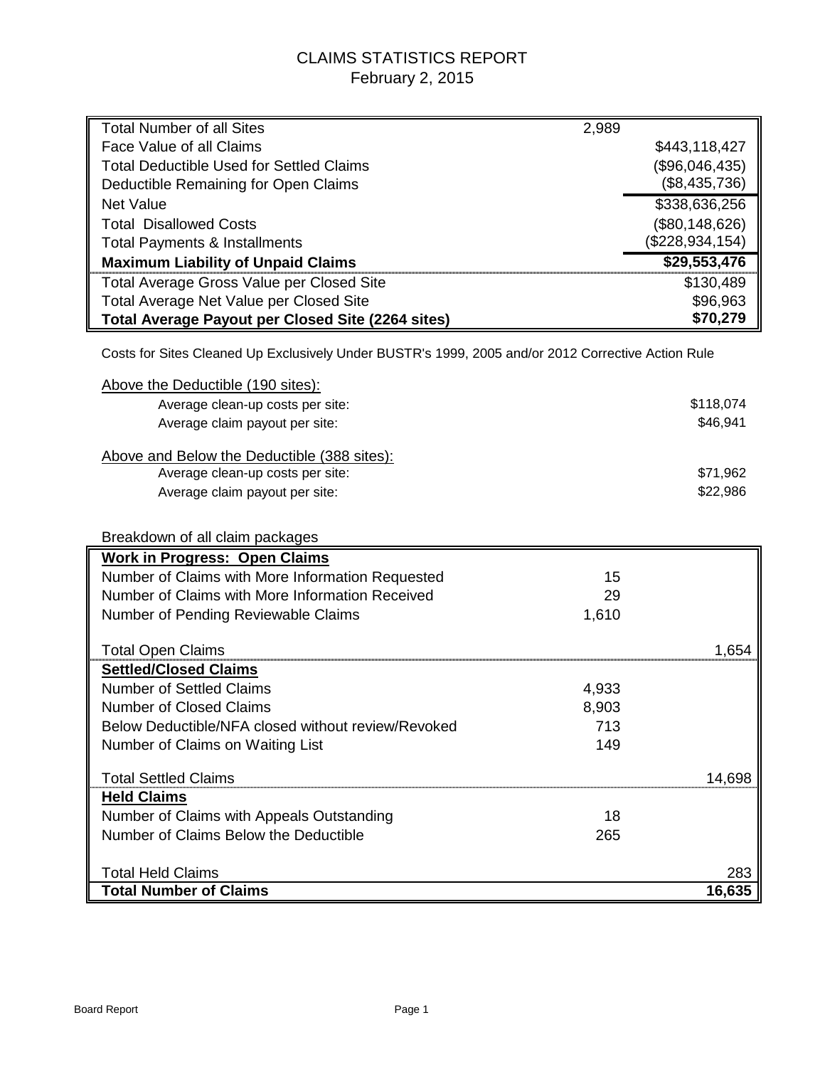# CLAIMS STATISTICS REPORT
February 2, 2015

| | | |
|---|---|---|
| Total Number of all Sites | 2,989 | |
| Face Value of all Claims | | $443,118,427 |
| Total Deductible Used for Settled Claims | | ($96,046,435) |
| Deductible Remaining for Open Claims | | ($8,435,736) |
| Net Value | | $338,636,256 |
| Total Disallowed Costs | | ($80,148,626) |
| Total Payments & Installments | | ($228,934,154) |
| **Maximum Liability of Unpaid Claims** | | **$29,553,476** |
| Total Average Gross Value per Closed Site | | $130,489 |
| Total Average Net Value per Closed Site | | $96,963 |
| **Total Average Payout per Closed Site (2264 sites)** | | **$70,279** |

Costs for Sites Cleaned Up Exclusively Under BUSTR's 1999, 2005 and/or 2012 Corrective Action Rule

Above the Deductible (190 sites):

| | |
|---|---|
| Average clean-up costs per site: | $118,074 |
| Average claim payout per site: | $46,941 |

Above and Below the Deductible (388 sites):

| | |
|---|---|
| Average clean-up costs per site: | $71,962 |
| Average claim payout per site: | $22,986 |

Breakdown of all claim packages

| | | |
|---|---|---|
| **Work in Progress: Open Claims** | | |
| Number of Claims with More Information Requested | 15 | |
| Number of Claims with More Information Received | 29 | |
| Number of Pending Reviewable Claims | 1,610 | |
| Total Open Claims | | 1,654 |
| **Settled/Closed Claims** | | |
| Number of Settled Claims | 4,933 | |
| Number of Closed Claims | 8,903 | |
| Below Deductible/NFA closed without review/Revoked | 713 | |
| Number of Claims on Waiting List | 149 | |
| Total Settled Claims | | 14,698 |
| **Held Claims** | | |
| Number of Claims with Appeals Outstanding | 18 | |
| Number of Claims Below the Deductible | 265 | |
| Total Held Claims | | 283 |
| **Total Number of Claims** | | **16,635** |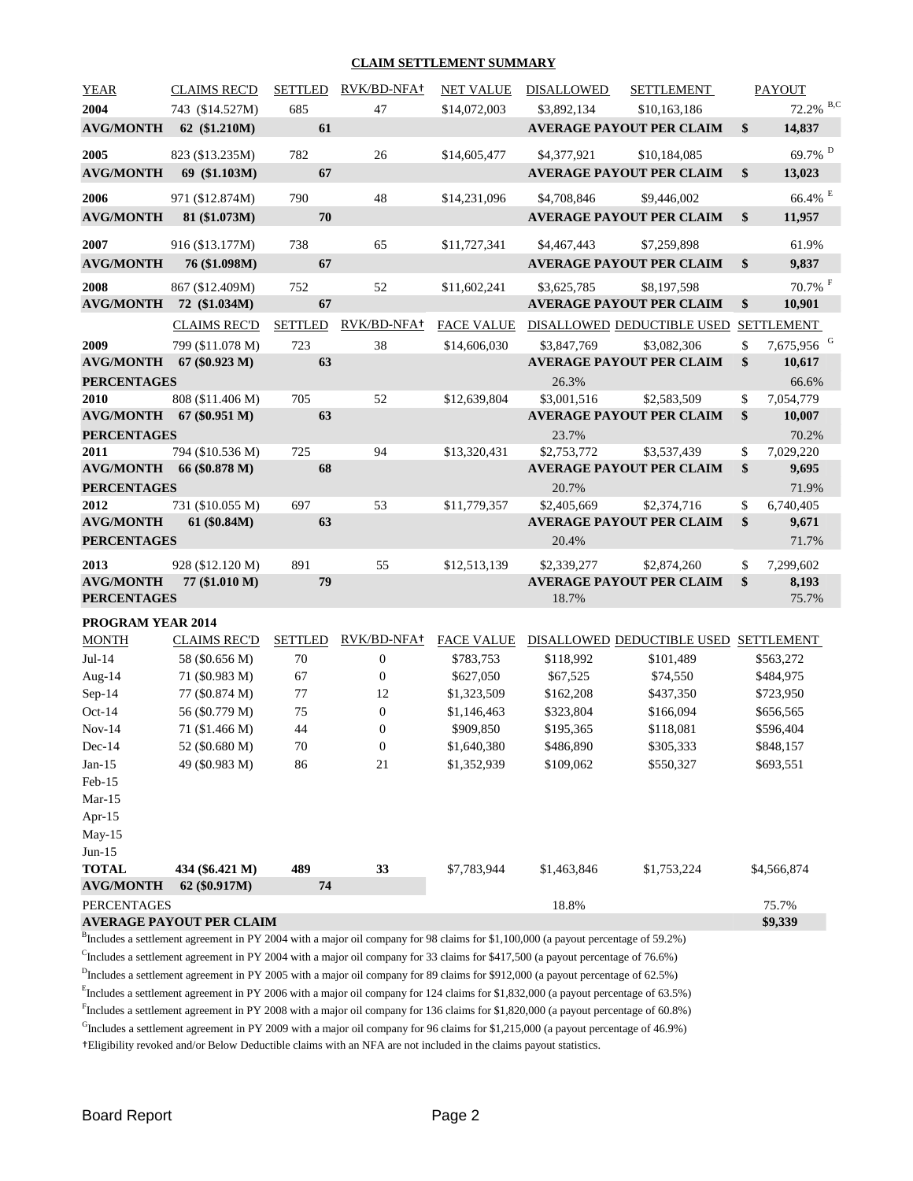## CLAIM SETTLEMENT SUMMARY

| YEAR | CLAIMS REC'D | SETTLED | RVK/BD-NFA† | NET VALUE | DISALLOWED | SETTLEMENT | | PAYOUT |
|---|---|---|---|---|---|---|---|---|
| **2004** | 743 ($14.527M) | 685 | 47 | $14,072,003 | $3,892,134 | $10,163,186 | | 72.2% [B,C] |
| **AVG/MONTH** | **62 ($1.210M)** | **61** | | | **AVERAGE PAYOUT PER CLAIM** | | **$** | **14,837** |
| **2005** | 823 ($13.235M) | 782 | 26 | $14,605,477 | $4,377,921 | $10,184,085 | | 69.7% [D] |
| **AVG/MONTH** | **69 ($1.103M)** | **67** | | | **AVERAGE PAYOUT PER CLAIM** | | **$** | **13,023** |
| **2006** | 971 ($12.874M) | 790 | 48 | $14,231,096 | $4,708,846 | $9,446,002 | | 66.4% [E] |
| **AVG/MONTH** | **81 ($1.073M)** | **70** | | | **AVERAGE PAYOUT PER CLAIM** | | **$** | **11,957** |
| **2007** | 916 ($13.177M) | 738 | 65 | $11,727,341 | $4,467,443 | $7,259,898 | | 61.9% |
| **AVG/MONTH** | **76 ($1.098M)** | **67** | | | **AVERAGE PAYOUT PER CLAIM** | | **$** | **9,837** |
| **2008** | 867 ($12.409M) | 752 | 52 | $11,602,241 | $3,625,785 | $8,197,598 | | 70.7% [F] |
| **AVG/MONTH** | **72 ($1.034M)** | **67** | | | **AVERAGE PAYOUT PER CLAIM** | | **$** | **10,901** |

| | CLAIMS REC'D | SETTLED | RVK/BD-NFA† | FACE VALUE | DISALLOWED | DEDUCTIBLE USED | | SETTLEMENT |
|---|---|---|---|---|---|---|---|---|
| **2009** | 799 ($11.078 M) | 723 | 38 | $14,606,030 | $3,847,769 | $3,082,306 | $ | 7,675,956 [G] |
| **AVG/MONTH** | **67 ($0.923 M)** | **63** | | | **AVERAGE PAYOUT PER CLAIM** | | **$** | **10,617** |
| **PERCENTAGES** | | | | | 26.3% | | | 66.6% |
| **2010** | 808 ($11.406 M) | 705 | 52 | $12,639,804 | $3,001,516 | $2,583,509 | $ | 7,054,779 |
| **AVG/MONTH** | **67 ($0.951 M)** | **63** | | | **AVERAGE PAYOUT PER CLAIM** | | **$** | **10,007** |
| **PERCENTAGES** | | | | | 23.7% | | | 70.2% |
| **2011** | 794 ($10.536 M) | 725 | 94 | $13,320,431 | $2,753,772 | $3,537,439 | $ | 7,029,220 |
| **AVG/MONTH** | **66 ($0.878 M)** | **68** | | | **AVERAGE PAYOUT PER CLAIM** | | **$** | **9,695** |
| **PERCENTAGES** | | | | | 20.7% | | | 71.9% |
| **2012** | 731 ($10.055 M) | 697 | 53 | $11,779,357 | $2,405,669 | $2,374,716 | $ | 6,740,405 |
| **AVG/MONTH** | **61 ($0.84M)** | **63** | | | **AVERAGE PAYOUT PER CLAIM** | | **$** | **9,671** |
| **PERCENTAGES** | | | | | 20.4% | | | 71.7% |
| **2013** | 928 ($12.120 M) | 891 | 55 | $12,513,139 | $2,339,277 | $2,874,260 | $ | 7,299,602 |
| **AVG/MONTH** | **77 ($1.010 M)** | **79** | | | **AVERAGE PAYOUT PER CLAIM** | | **$** | **8,193** |
| **PERCENTAGES** | | | | | 18.7% | | | 75.7% |

**PROGRAM YEAR 2014**

| MONTH | CLAIMS REC'D | SETTLED | RVK/BD-NFA† | FACE VALUE | DISALLOWED | DEDUCTIBLE USED | SETTLEMENT |
|---|---|---|---|---|---|---|---|
| Jul-14 | 58 ($0.656 M) | 70 | 0 | $783,753 | $118,992 | $101,489 | $563,272 |
| Aug-14 | 71 ($0.983 M) | 67 | 0 | $627,050 | $67,525 | $74,550 | $484,975 |
| Sep-14 | 77 ($0.874 M) | 77 | 12 | $1,323,509 | $162,208 | $437,350 | $723,950 |
| Oct-14 | 56 ($0.779 M) | 75 | 0 | $1,146,463 | $323,804 | $166,094 | $656,565 |
| Nov-14 | 71 ($1.466 M) | 44 | 0 | $909,850 | $195,365 | $118,081 | $596,404 |
| Dec-14 | 52 ($0.680 M) | 70 | 0 | $1,640,380 | $486,890 | $305,333 | $848,157 |
| Jan-15 | 49 ($0.983 M) | 86 | 21 | $1,352,939 | $109,062 | $550,327 | $693,551 |
| Feb-15 | | | | | | | |
| Mar-15 | | | | | | | |
| Apr-15 | | | | | | | |
| May-15 | | | | | | | |
| Jun-15 | | | | | | | |
| **TOTAL** | **434 ($6.421 M)** | **489** | **33** | $7,783,944 | $1,463,846 | $1,753,224 | $4,566,874 |
| **AVG/MONTH** | **62 ($0.917M)** | **74** | | | | | |
| PERCENTAGES | | | | | 18.8% | | 75.7% |
| **AVERAGE PAYOUT PER CLAIM** | | | | | | | **$9,339** |

[B] Includes a settlement agreement in PY 2004 with a major oil company for 98 claims for $1,100,000 (a payout percentage of 59.2%)

[C] Includes a settlement agreement in PY 2004 with a major oil company for 33 claims for $417,500 (a payout percentage of 76.6%)

[D] Includes a settlement agreement in PY 2005 with a major oil company for 89 claims for $912,000 (a payout percentage of 62.5%)

[E] Includes a settlement agreement in PY 2006 with a major oil company for 124 claims for $1,832,000 (a payout percentage of 63.5%)

[F] Includes a settlement agreement in PY 2008 with a major oil company for 136 claims for $1,820,000 (a payout percentage of 60.8%)

[G] Includes a settlement agreement in PY 2009 with a major oil company for 96 claims for $1,215,000 (a payout percentage of 46.9%)

†Eligibility revoked and/or Below Deductible claims with an NFA are not included in the claims payout statistics.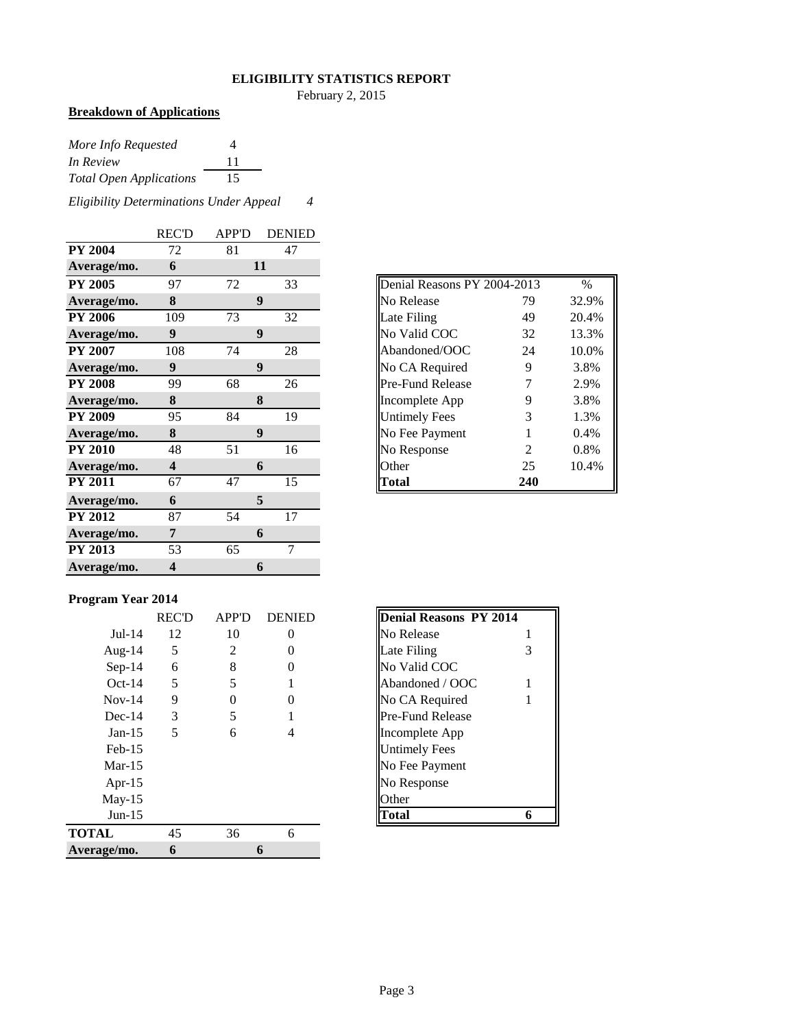# ELIGIBILITY STATISTICS REPORT

February 2, 2015

**Breakdown of Applications**

| | |
|---|---|
| *More Info Requested* | 4 |
| *In Review* | 11 |
| *Total Open Applications* | 15 |

*Eligibility Determinations Under Appeal* *4*

| | REC'D | APP'D | DENIED |
|---|---|---|---|
| **PY 2004** | 72 | 81 | 47 |
| **Average/mo.** | **6** | **11** | |
| **PY 2005** | 97 | 72 | 33 |
| **Average/mo.** | **8** | **9** | |
| **PY 2006** | 109 | 73 | 32 |
| **Average/mo.** | **9** | **9** | |
| **PY 2007** | 108 | 74 | 28 |
| **Average/mo.** | **9** | **9** | |
| **PY 2008** | 99 | 68 | 26 |
| **Average/mo.** | **8** | **8** | |
| **PY 2009** | 95 | 84 | 19 |
| **Average/mo.** | **8** | **9** | |
| **PY 2010** | 48 | 51 | 16 |
| **Average/mo.** | **4** | **6** | |
| **PY 2011** | 67 | 47 | 15 |
| **Average/mo.** | **6** | **5** | |
| **PY 2012** | 87 | 54 | 17 |
| **Average/mo.** | **7** | **6** | |
| **PY 2013** | 53 | 65 | 7 |
| **Average/mo.** | **4** | **6** | |

| Denial Reasons PY 2004-2013 | | % |
|---|---|---|
| No Release | 79 | 32.9% |
| Late Filing | 49 | 20.4% |
| No Valid COC | 32 | 13.3% |
| Abandoned/OOC | 24 | 10.0% |
| No CA Required | 9 | 3.8% |
| Pre-Fund Release | 7 | 2.9% |
| Incomplete App | 9 | 3.8% |
| Untimely Fees | 3 | 1.3% |
| No Fee Payment | 1 | 0.4% |
| No Response | 2 | 0.8% |
| Other | 25 | 10.4% |
| **Total** | **240** | |

**Program Year 2014**

| | REC'D | APP'D | DENIED |
|---|---|---|---|
| Jul-14 | 12 | 10 | 0 |
| Aug-14 | 5 | 2 | 0 |
| Sep-14 | 6 | 8 | 0 |
| Oct-14 | 5 | 5 | 1 |
| Nov-14 | 9 | 0 | 0 |
| Dec-14 | 3 | 5 | 1 |
| Jan-15 | 5 | 6 | 4 |
| Feb-15 | | | |
| Mar-15 | | | |
| Apr-15 | | | |
| May-15 | | | |
| Jun-15 | | | |
| **TOTAL** | 45 | 36 | 6 |
| **Average/mo.** | **6** | **6** | |

| **Denial Reasons PY 2014** | |
|---|---|
| No Release | 1 |
| Late Filing | 3 |
| No Valid COC | |
| Abandoned / OOC | 1 |
| No CA Required | 1 |
| Pre-Fund Release | |
| Incomplete App | |
| Untimely Fees | |
| No Fee Payment | |
| No Response | |
| Other | |
| **Total** | **6** |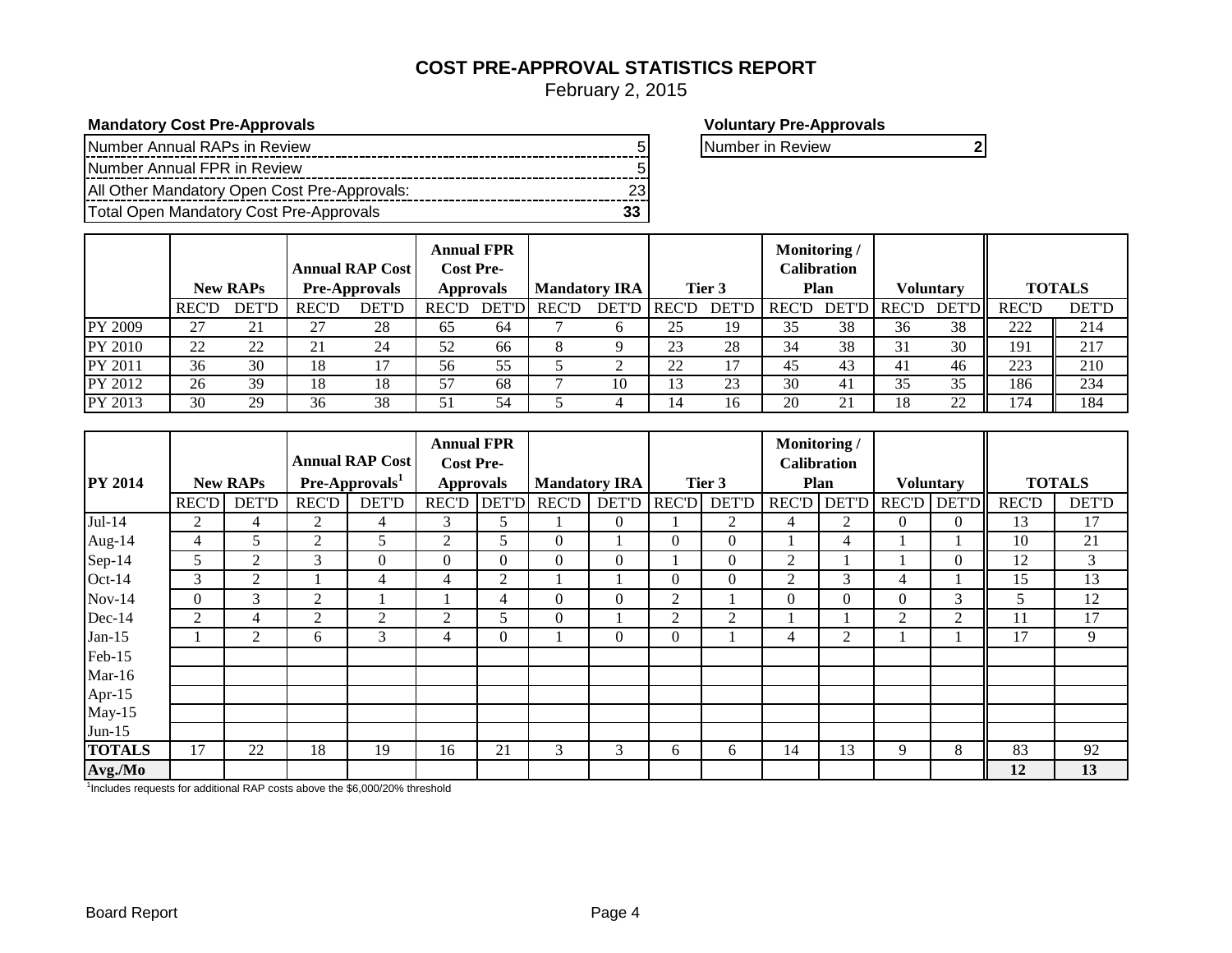# COST PRE-APPROVAL STATISTICS REPORT

February 2, 2015

**Mandatory Cost Pre-Approvals**

| | |
|---|---|
| Number Annual RAPs in Review | 5 |
| Number Annual FPR in Review | 5 |
| All Other Mandatory Open Cost Pre-Approvals: | 23 |
| Total Open Mandatory Cost Pre-Approvals | **33** |

**Voluntary Pre-Approvals**

| | |
|---|---|
| Number in Review | **2** |

| | **New RAPs** | | **Annual RAP Cost Pre-Approvals** | | **Annual FPR Cost Pre-Approvals** | | **Mandatory IRA** | | **Tier 3** | | **Monitoring / Calibration Plan** | | **Voluntary** | | **TOTALS** | |
|---|---|---|---|---|---|---|---|---|---|---|---|---|---|---|---|---|
| | REC'D | DET'D | REC'D | DET'D | REC'D | DET'D | REC'D | DET'D | REC'D | DET'D | REC'D | DET'D | REC'D | DET'D | REC'D | DET'D |
| PY 2009 | 27 | 21 | 27 | 28 | 65 | 64 | 7 | 6 | 25 | 19 | 35 | 38 | 36 | 38 | 222 | 214 |
| PY 2010 | 22 | 22 | 21 | 24 | 52 | 66 | 8 | 9 | 23 | 28 | 34 | 38 | 31 | 30 | 191 | 217 |
| PY 2011 | 36 | 30 | 18 | 17 | 56 | 55 | 5 | 2 | 22 | 17 | 45 | 43 | 41 | 46 | 223 | 210 |
| PY 2012 | 26 | 39 | 18 | 18 | 57 | 68 | 7 | 10 | 13 | 23 | 30 | 41 | 35 | 35 | 186 | 234 |
| PY 2013 | 30 | 29 | 36 | 38 | 51 | 54 | 5 | 4 | 14 | 16 | 20 | 21 | 18 | 22 | 174 | 184 |

| **PY 2014** | **New RAPs** | | **Annual RAP Cost Pre-Approvals[1]** | | **Annual FPR Cost Pre-Approvals** | | **Mandatory IRA** | | **Tier 3** | | **Monitoring / Calibration Plan** | | **Voluntary** | | **TOTALS** | |
|---|---|---|---|---|---|---|---|---|---|---|---|---|---|---|---|---|
| | REC'D | DET'D | REC'D | DET'D | REC'D | DET'D | REC'D | DET'D | REC'D | DET'D | REC'D | DET'D | REC'D | DET'D | REC'D | DET'D |
| Jul-14 | 2 | 4 | 2 | 4 | 3 | 5 | 1 | 0 | 1 | 2 | 4 | 2 | 0 | 0 | 13 | 17 |
| Aug-14 | 4 | 5 | 2 | 5 | 2 | 5 | 0 | 1 | 0 | 0 | 1 | 4 | 1 | 1 | 10 | 21 |
| Sep-14 | 5 | 2 | 3 | 0 | 0 | 0 | 0 | 0 | 1 | 0 | 2 | 1 | 1 | 0 | 12 | 3 |
| Oct-14 | 3 | 2 | 1 | 4 | 4 | 2 | 1 | 1 | 0 | 0 | 2 | 3 | 4 | 1 | 15 | 13 |
| Nov-14 | 0 | 3 | 2 | 1 | 1 | 4 | 0 | 0 | 2 | 1 | 0 | 0 | 0 | 3 | 5 | 12 |
| Dec-14 | 2 | 4 | 2 | 2 | 2 | 5 | 0 | 1 | 2 | 2 | 1 | 1 | 2 | 2 | 11 | 17 |
| Jan-15 | 1 | 2 | 6 | 3 | 4 | 0 | 1 | 0 | 0 | 1 | 4 | 2 | 1 | 1 | 17 | 9 |
| Feb-15 | | | | | | | | | | | | | | | | |
| Mar-16 | | | | | | | | | | | | | | | | |
| Apr-15 | | | | | | | | | | | | | | | | |
| May-15 | | | | | | | | | | | | | | | | |
| Jun-15 | | | | | | | | | | | | | | | | |
| **TOTALS** | 17 | 22 | 18 | 19 | 16 | 21 | 3 | 3 | 6 | 6 | 14 | 13 | 9 | 8 | 83 | 92 |
| **Avg./Mo** | | | | | | | | | | | | | | | **12** | **13** |

[1]Includes requests for additional RAP costs above the $6,000/20% threshold

Board Report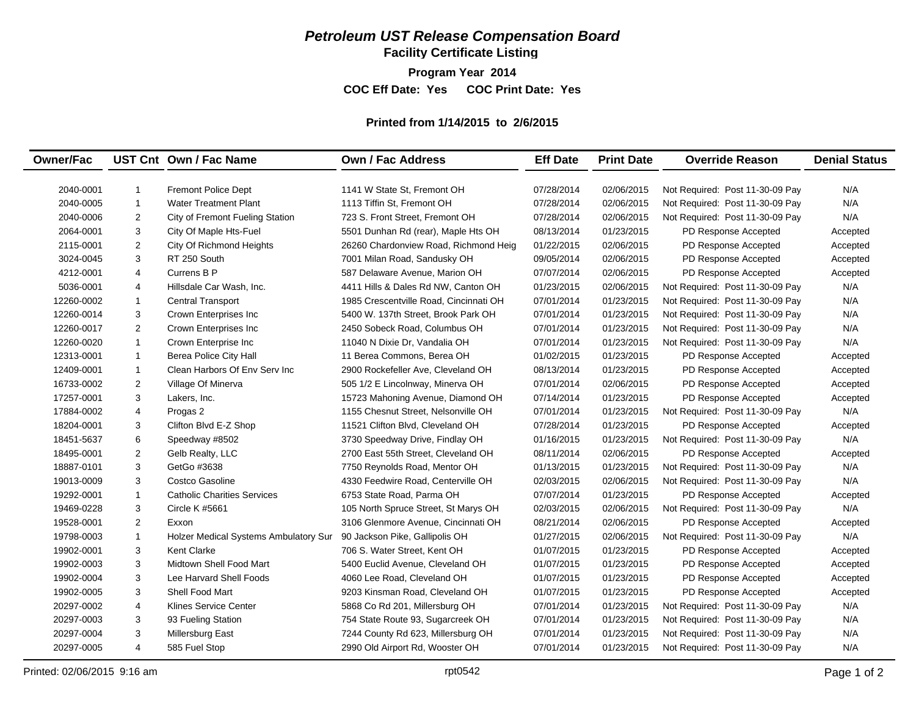# *Petroleum UST Release Compensation Board*

## Facility Certificate Listing

**Program Year 2014**

**COC Eff Date: Yes COC Print Date: Yes**

**Printed from 1/14/2015 to 2/6/2015**

| Owner/Fac | UST Cnt | Own / Fac Name | Own / Fac Address | Eff Date | Print Date | Override Reason | Denial Status |
|---|---|---|---|---|---|---|---|
| 2040-0001 | 1 | Fremont Police Dept | 1141 W State St, Fremont OH | 07/28/2014 | 02/06/2015 | Not Required: Post 11-30-09 Pay | N/A |
| 2040-0005 | 1 | Water Treatment Plant | 1113 Tiffin St, Fremont OH | 07/28/2014 | 02/06/2015 | Not Required: Post 11-30-09 Pay | N/A |
| 2040-0006 | 2 | City of Fremont Fueling Station | 723 S. Front Street, Fremont OH | 07/28/2014 | 02/06/2015 | Not Required: Post 11-30-09 Pay | N/A |
| 2064-0001 | 3 | City Of Maple Hts-Fuel | 5501 Dunhan Rd (rear), Maple Hts OH | 08/13/2014 | 01/23/2015 | PD Response Accepted | Accepted |
| 2115-0001 | 2 | City Of Richmond Heights | 26260 Chardonview Road, Richmond Heig | 01/22/2015 | 02/06/2015 | PD Response Accepted | Accepted |
| 3024-0045 | 3 | RT 250 South | 7001 Milan Road, Sandusky OH | 09/05/2014 | 02/06/2015 | PD Response Accepted | Accepted |
| 4212-0001 | 4 | Currens B P | 587 Delaware Avenue, Marion OH | 07/07/2014 | 02/06/2015 | PD Response Accepted | Accepted |
| 5036-0001 | 4 | Hillsdale Car Wash, Inc. | 4411 Hills & Dales Rd NW, Canton OH | 01/23/2015 | 02/06/2015 | Not Required: Post 11-30-09 Pay | N/A |
| 12260-0002 | 1 | Central Transport | 1985 Crescentville Road, Cincinnati OH | 07/01/2014 | 01/23/2015 | Not Required: Post 11-30-09 Pay | N/A |
| 12260-0014 | 3 | Crown Enterprises Inc | 5400 W. 137th Street, Brook Park OH | 07/01/2014 | 01/23/2015 | Not Required: Post 11-30-09 Pay | N/A |
| 12260-0017 | 2 | Crown Enterprises Inc | 2450 Sobeck Road, Columbus OH | 07/01/2014 | 01/23/2015 | Not Required: Post 11-30-09 Pay | N/A |
| 12260-0020 | 1 | Crown Enterprise Inc | 11040 N Dixie Dr, Vandalia OH | 07/01/2014 | 01/23/2015 | Not Required: Post 11-30-09 Pay | N/A |
| 12313-0001 | 1 | Berea Police City Hall | 11 Berea Commons, Berea OH | 01/02/2015 | 01/23/2015 | PD Response Accepted | Accepted |
| 12409-0001 | 1 | Clean Harbors Of Env Serv Inc | 2900 Rockefeller Ave, Cleveland OH | 08/13/2014 | 01/23/2015 | PD Response Accepted | Accepted |
| 16733-0002 | 2 | Village Of Minerva | 505 1/2 E Lincolnway, Minerva OH | 07/01/2014 | 02/06/2015 | PD Response Accepted | Accepted |
| 17257-0001 | 3 | Lakers, Inc. | 15723 Mahoning Avenue, Diamond OH | 07/14/2014 | 01/23/2015 | PD Response Accepted | Accepted |
| 17884-0002 | 4 | Progas 2 | 1155 Chesnut Street, Nelsonville OH | 07/01/2014 | 01/23/2015 | Not Required: Post 11-30-09 Pay | N/A |
| 18204-0001 | 3 | Clifton Blvd E-Z Shop | 11521 Clifton Blvd, Cleveland OH | 07/28/2014 | 01/23/2015 | PD Response Accepted | Accepted |
| 18451-5637 | 6 | Speedway #8502 | 3730 Speedway Drive, Findlay OH | 01/16/2015 | 01/23/2015 | Not Required: Post 11-30-09 Pay | N/A |
| 18495-0001 | 2 | Gelb Realty, LLC | 2700 East 55th Street, Cleveland OH | 08/11/2014 | 02/06/2015 | PD Response Accepted | Accepted |
| 18887-0101 | 3 | GetGo #3638 | 7750 Reynolds Road, Mentor OH | 01/13/2015 | 01/23/2015 | Not Required: Post 11-30-09 Pay | N/A |
| 19013-0009 | 3 | Costco Gasoline | 4330 Feedwire Road, Centerville OH | 02/03/2015 | 02/06/2015 | Not Required: Post 11-30-09 Pay | N/A |
| 19292-0001 | 1 | Catholic Charities Services | 6753 State Road, Parma OH | 07/07/2014 | 01/23/2015 | PD Response Accepted | Accepted |
| 19469-0228 | 3 | Circle K #5661 | 105 North Spruce Street, St Marys OH | 02/03/2015 | 02/06/2015 | Not Required: Post 11-30-09 Pay | N/A |
| 19528-0001 | 2 | Exxon | 3106 Glenmore Avenue, Cincinnati OH | 08/21/2014 | 02/06/2015 | PD Response Accepted | Accepted |
| 19798-0003 | 1 | Holzer Medical Systems Ambulatory Sur | 90 Jackson Pike, Gallipolis OH | 01/27/2015 | 02/06/2015 | Not Required: Post 11-30-09 Pay | N/A |
| 19902-0001 | 3 | Kent Clarke | 706 S. Water Street, Kent OH | 01/07/2015 | 01/23/2015 | PD Response Accepted | Accepted |
| 19902-0003 | 3 | Midtown Shell Food Mart | 5400 Euclid Avenue, Cleveland OH | 01/07/2015 | 01/23/2015 | PD Response Accepted | Accepted |
| 19902-0004 | 3 | Lee Harvard Shell Foods | 4060 Lee Road, Cleveland OH | 01/07/2015 | 01/23/2015 | PD Response Accepted | Accepted |
| 19902-0005 | 3 | Shell Food Mart | 9203 Kinsman Road, Cleveland OH | 01/07/2015 | 01/23/2015 | PD Response Accepted | Accepted |
| 20297-0002 | 4 | Klines Service Center | 5868 Co Rd 201, Millersburg OH | 07/01/2014 | 01/23/2015 | Not Required: Post 11-30-09 Pay | N/A |
| 20297-0003 | 3 | 93 Fueling Station | 754 State Route 93, Sugarcreek OH | 07/01/2014 | 01/23/2015 | Not Required: Post 11-30-09 Pay | N/A |
| 20297-0004 | 3 | Millersburg East | 7244 County Rd 623, Millersburg OH | 07/01/2014 | 01/23/2015 | Not Required: Post 11-30-09 Pay | N/A |
| 20297-0005 | 4 | 585 Fuel Stop | 2990 Old Airport Rd, Wooster OH | 07/01/2014 | 01/23/2015 | Not Required: Post 11-30-09 Pay | N/A |

Printed: 02/06/2015 9:16 am rpt0542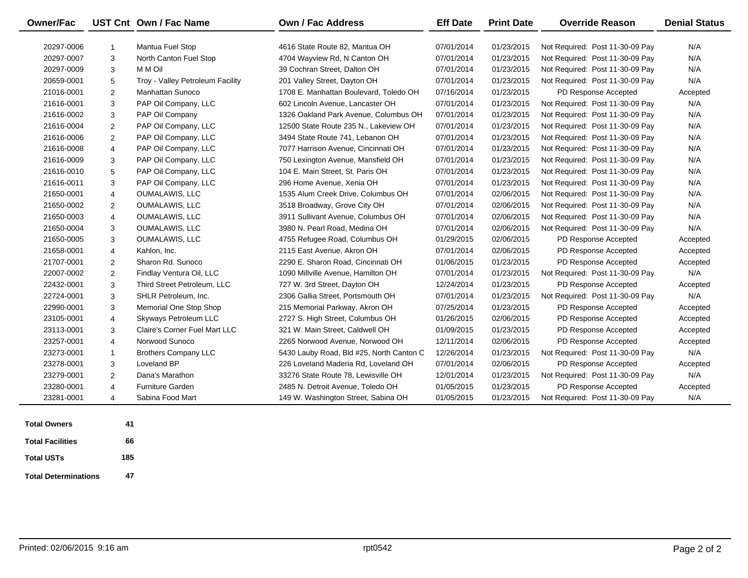| Owner/Fac | UST Cnt | Own / Fac Name | Own / Fac Address | Eff Date | Print Date | Override Reason | Denial Status |
|---|---|---|---|---|---|---|---|
| 20297-0006 | 1 | Mantua Fuel Stop | 4616 State Route 82, Mantua OH | 07/01/2014 | 01/23/2015 | Not Required: Post 11-30-09 Pay | N/A |
| 20297-0007 | 3 | North Canton Fuel Stop | 4704 Wayview Rd, N Canton OH | 07/01/2014 | 01/23/2015 | Not Required: Post 11-30-09 Pay | N/A |
| 20297-0009 | 3 | M M Oil | 39 Cochran Street, Dalton OH | 07/01/2014 | 01/23/2015 | Not Required: Post 11-30-09 Pay | N/A |
| 20659-0001 | 5 | Troy - Valley Petroleum Facility | 201 Valley Street, Dayton OH | 07/01/2014 | 01/23/2015 | Not Required: Post 11-30-09 Pay | N/A |
| 21016-0001 | 2 | Manhattan Sunoco | 1708 E. Manhattan Boulevard, Toledo OH | 07/16/2014 | 01/23/2015 | PD Response Accepted | Accepted |
| 21616-0001 | 3 | PAP Oil Company, LLC | 602 Lincoln Avenue, Lancaster OH | 07/01/2014 | 01/23/2015 | Not Required: Post 11-30-09 Pay | N/A |
| 21616-0002 | 3 | PAP Oil Company | 1326 Oakland Park Avenue, Columbus OH | 07/01/2014 | 01/23/2015 | Not Required: Post 11-30-09 Pay | N/A |
| 21616-0004 | 2 | PAP Oil Company, LLC | 12500 State Route 235 N., Lakeview OH | 07/01/2014 | 01/23/2015 | Not Required: Post 11-30-09 Pay | N/A |
| 21616-0006 | 2 | PAP Oil Company, LLC | 3494 State Route 741, Lebanon OH | 07/01/2014 | 01/23/2015 | Not Required: Post 11-30-09 Pay | N/A |
| 21616-0008 | 4 | PAP Oil Company, LLC | 7077 Harrison Avenue, Cincinnati OH | 07/01/2014 | 01/23/2015 | Not Required: Post 11-30-09 Pay | N/A |
| 21616-0009 | 3 | PAP Oil Company, LLC | 750 Lexington Avenue, Mansfield OH | 07/01/2014 | 01/23/2015 | Not Required: Post 11-30-09 Pay | N/A |
| 21616-0010 | 5 | PAP Oil Company, LLC | 104 E. Main Street, St. Paris OH | 07/01/2014 | 01/23/2015 | Not Required: Post 11-30-09 Pay | N/A |
| 21616-0011 | 3 | PAP Oil Company, LLC | 296 Home Avenue, Xenia OH | 07/01/2014 | 01/23/2015 | Not Required: Post 11-30-09 Pay | N/A |
| 21650-0001 | 4 | OUMALAWIS, LLC | 1535 Alum Creek Drive, Columbus OH | 07/01/2014 | 02/06/2015 | Not Required: Post 11-30-09 Pay | N/A |
| 21650-0002 | 2 | OUMALAWIS, LLC | 3518 Broadway, Grove City OH | 07/01/2014 | 02/06/2015 | Not Required: Post 11-30-09 Pay | N/A |
| 21650-0003 | 4 | OUMALAWIS, LLC | 3911 Sullivant Avenue, Columbus OH | 07/01/2014 | 02/06/2015 | Not Required: Post 11-30-09 Pay | N/A |
| 21650-0004 | 3 | OUMALAWIS, LLC | 3980 N. Pearl Road, Medina OH | 07/01/2014 | 02/06/2015 | Not Required: Post 11-30-09 Pay | N/A |
| 21650-0005 | 3 | OUMALAWIS, LLC | 4755 Refugee Road, Columbus OH | 01/29/2015 | 02/06/2015 | PD Response Accepted | Accepted |
| 21658-0001 | 4 | Kahlon, Inc. | 2115 East Avenue, Akron OH | 07/01/2014 | 02/06/2015 | PD Response Accepted | Accepted |
| 21707-0001 | 2 | Sharon Rd. Sunoco | 2290 E. Sharon Road, Cincinnati OH | 01/06/2015 | 01/23/2015 | PD Response Accepted | Accepted |
| 22007-0002 | 2 | Findlay Ventura Oil, LLC | 1090 Millville Avenue, Hamilton OH | 07/01/2014 | 01/23/2015 | Not Required: Post 11-30-09 Pay | N/A |
| 22432-0001 | 3 | Third Street Petroleum, LLC | 727 W. 3rd Street, Dayton OH | 12/24/2014 | 01/23/2015 | PD Response Accepted | Accepted |
| 22724-0001 | 3 | SHLR Petroleum, Inc. | 2306 Gallia Street, Portsmouth OH | 07/01/2014 | 01/23/2015 | Not Required: Post 11-30-09 Pay | N/A |
| 22990-0001 | 3 | Memorial One Stop Shop | 215 Memorial Parkway, Akron OH | 07/25/2014 | 01/23/2015 | PD Response Accepted | Accepted |
| 23105-0001 | 4 | Skyways Petroleum LLC | 2727 S. High Street, Columbus OH | 01/26/2015 | 02/06/2015 | PD Response Accepted | Accepted |
| 23113-0001 | 3 | Claire's Corner Fuel Mart LLC | 321 W. Main Street, Caldwell OH | 01/09/2015 | 01/23/2015 | PD Response Accepted | Accepted |
| 23257-0001 | 4 | Norwood Sunoco | 2265 Norwood Avenue, Norwood OH | 12/11/2014 | 02/06/2015 | PD Response Accepted | Accepted |
| 23273-0001 | 1 | Brothers Company LLC | 5430 Lauby Road, Bld #25, North Canton C | 12/26/2014 | 01/23/2015 | Not Required: Post 11-30-09 Pay | N/A |
| 23278-0001 | 3 | Loveland BP | 226 Loveland Maderia Rd, Loveland OH | 07/01/2014 | 02/06/2015 | PD Response Accepted | Accepted |
| 23279-0001 | 2 | Dana's Marathon | 33276 State Route 78, Lewisville OH | 12/01/2014 | 01/23/2015 | Not Required: Post 11-30-09 Pay | N/A |
| 23280-0001 | 4 | Furniture Garden | 2485 N. Detroit Avenue, Toledo OH | 01/05/2015 | 01/23/2015 | PD Response Accepted | Accepted |
| 23281-0001 | 4 | Sabina Food Mart | 149 W. Washington Street, Sabina OH | 01/05/2015 | 01/23/2015 | Not Required: Post 11-30-09 Pay | N/A |

| | |
|---|---|
| **Total Owners** | **41** |
| **Total Facilities** | **66** |
| **Total USTs** | **185** |
| **Total Determinations** | **47** |

Printed: 02/06/2015 9:16 am rpt0542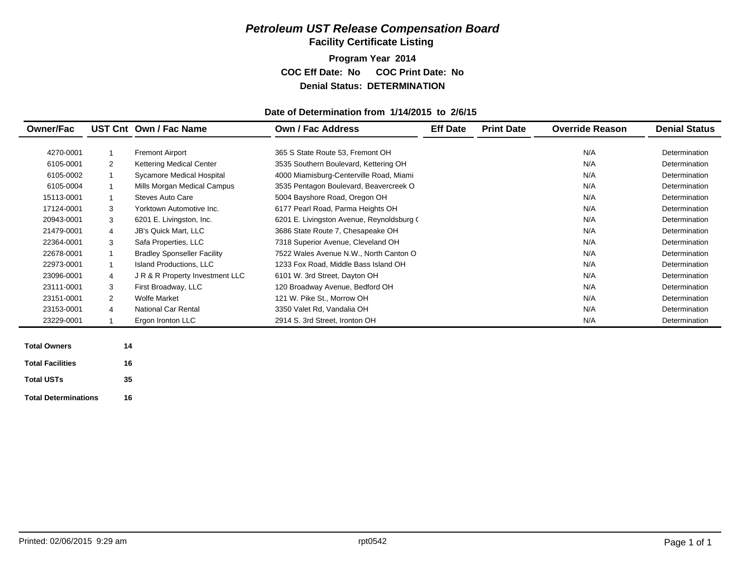# *Petroleum UST Release Compensation Board*

## Facility Certificate Listing

**Program Year 2014**

**COC Eff Date: No COC Print Date: No**

**Denial Status: DETERMINATION**

**Date of Determination from 1/14/2015 to 2/6/15**

| Owner/Fac | UST Cnt | Own / Fac Name | Own / Fac Address | Eff Date | Print Date | Override Reason | Denial Status |
|---|---|---|---|---|---|---|---|
| 4270-0001 | 1 | Fremont Airport | 365 S State Route 53, Fremont OH | | | N/A | Determination |
| 6105-0001 | 2 | Kettering Medical Center | 3535 Southern Boulevard, Kettering OH | | | N/A | Determination |
| 6105-0002 | 1 | Sycamore Medical Hospital | 4000 Miamisburg-Centerville Road, Miami | | | N/A | Determination |
| 6105-0004 | 1 | Mills Morgan Medical Campus | 3535 Pentagon Boulevard, Beavercreek O | | | N/A | Determination |
| 15113-0001 | 1 | Steves Auto Care | 5004 Bayshore Road, Oregon OH | | | N/A | Determination |
| 17124-0001 | 3 | Yorktown Automotive Inc. | 6177 Pearl Road, Parma Heights OH | | | N/A | Determination |
| 20943-0001 | 3 | 6201 E. Livingston, Inc. | 6201 E. Livingston Avenue, Reynoldsburg ( | | | N/A | Determination |
| 21479-0001 | 4 | JB's Quick Mart, LLC | 3686 State Route 7, Chesapeake OH | | | N/A | Determination |
| 22364-0001 | 3 | Safa Properties, LLC | 7318 Superior Avenue, Cleveland OH | | | N/A | Determination |
| 22678-0001 | 1 | Bradley Sponseller Facility | 7522 Wales Avenue N.W., North Canton O | | | N/A | Determination |
| 22973-0001 | 1 | Island Productions, LLC | 1233 Fox Road, Middle Bass Island OH | | | N/A | Determination |
| 23096-0001 | 4 | J R & R Property Investment LLC | 6101 W. 3rd Street, Dayton OH | | | N/A | Determination |
| 23111-0001 | 3 | First Broadway, LLC | 120 Broadway Avenue, Bedford OH | | | N/A | Determination |
| 23151-0001 | 2 | Wolfe Market | 121 W. Pike St., Morrow OH | | | N/A | Determination |
| 23153-0001 | 4 | National Car Rental | 3350 Valet Rd, Vandalia OH | | | N/A | Determination |
| 23229-0001 | 1 | Ergon Ironton LLC | 2914 S. 3rd Street, Ironton OH | | | N/A | Determination |

| | |
|---|---|
| **Total Owners** | **14** |
| **Total Facilities** | **16** |
| **Total USTs** | **35** |
| **Total Determinations** | **16** |

Printed: 02/06/2015 9:29 am rpt0542